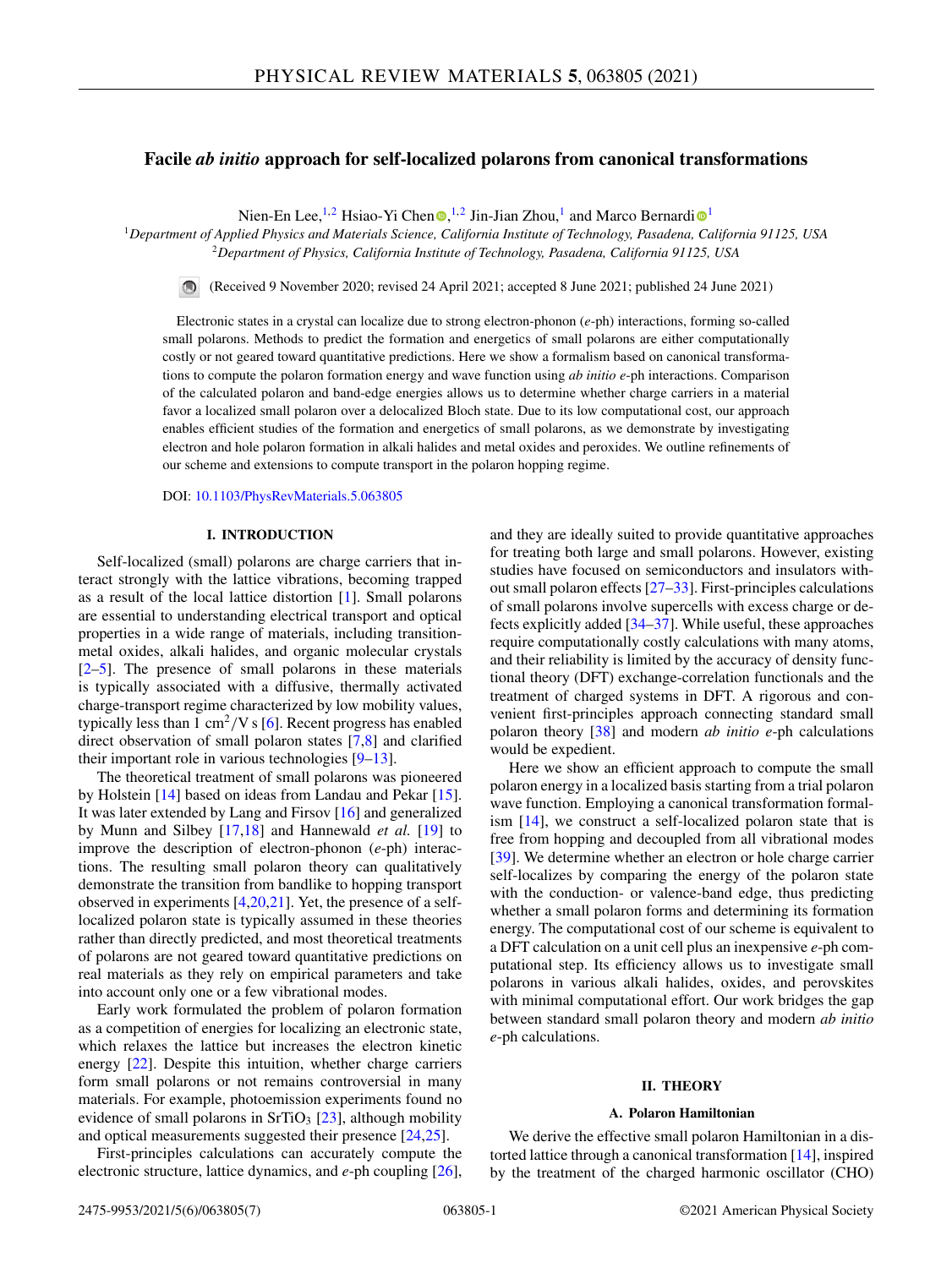# Facile *ab initio* approach for self-localized polarons from canonical transformations

Nien-En Lee,[1,2] Hsiao-Yi Chen,[1,2] Jin-Jian Zhou,[1] and Marco Bernardi[1]

[1]*Department of Applied Physics and Materials Science, California Institute of Technology, Pasadena, California 91125, USA*
[2]*Department of Physics, California Institute of Technology, Pasadena, California 91125, USA*

(Received 9 November 2020; revised 24 April 2021; accepted 8 June 2021; published 24 June 2021)

Electronic states in a crystal can localize due to strong electron-phonon (*e*-ph) interactions, forming so-called small polarons. Methods to predict the formation and energetics of small polarons are either computationally costly or not geared toward quantitative predictions. Here we show a formalism based on canonical transformations to compute the polaron formation energy and wave function using *ab initio e*-ph interactions. Comparison of the calculated polaron and band-edge energies allows us to determine whether charge carriers in a material favor a localized small polaron over a delocalized Bloch state. Due to its low computational cost, our approach enables efficient studies of the formation and energetics of small polarons, as we demonstrate by investigating electron and hole polaron formation in alkali halides and metal oxides and peroxides. We outline refinements of our scheme and extensions to compute transport in the polaron hopping regime.

DOI: 10.1103/PhysRevMaterials.5.063805

## I. INTRODUCTION

Self-localized (small) polarons are charge carriers that interact strongly with the lattice vibrations, becoming trapped as a result of the local lattice distortion [1]. Small polarons are essential to understanding electrical transport and optical properties in a wide range of materials, including transition-metal oxides, alkali halides, and organic molecular crystals [2–5]. The presence of small polarons in these materials is typically associated with a diffusive, thermally activated charge-transport regime characterized by low mobility values, typically less than 1 $\text{cm}^2/\text{V s}$ [6]. Recent progress has enabled direct observation of small polaron states [7,8] and clarified their important role in various technologies [9–13].

The theoretical treatment of small polarons was pioneered by Holstein [14] based on ideas from Landau and Pekar [15]. It was later extended by Lang and Firsov [16] and generalized by Munn and Silbey [17,18] and Hannewald *et al.* [19] to improve the description of electron-phonon (*e*-ph) interactions. The resulting small polaron theory can qualitatively demonstrate the transition from bandlike to hopping transport observed in experiments [4,20,21]. Yet, the presence of a self-localized polaron state is typically assumed in these theories rather than directly predicted, and most theoretical treatments of polarons are not geared toward quantitative predictions on real materials as they rely on empirical parameters and take into account only one or a few vibrational modes.

Early work formulated the problem of polaron formation as a competition of energies for localizing an electronic state, which relaxes the lattice but increases the electron kinetic energy [22]. Despite this intuition, whether charge carriers form small polarons or not remains controversial in many materials. For example, photoemission experiments found no evidence of small polarons in $SrTiO_3$ [23], although mobility and optical measurements suggested their presence [24,25].

First-principles calculations can accurately compute the electronic structure, lattice dynamics, and *e*-ph coupling [26], and they are ideally suited to provide quantitative approaches for treating both large and small polarons. However, existing studies have focused on semiconductors and insulators without small polaron effects [27–33]. First-principles calculations of small polarons involve supercells with excess charge or defects explicitly added [34–37]. While useful, these approaches require computationally costly calculations with many atoms, and their reliability is limited by the accuracy of density functional theory (DFT) exchange-correlation functionals and the treatment of charged systems in DFT. A rigorous and convenient first-principles approach connecting standard small polaron theory [38] and modern *ab initio e*-ph calculations would be expedient.

Here we show an efficient approach to compute the small polaron energy in a localized basis starting from a trial polaron wave function. Employing a canonical transformation formalism [14], we construct a self-localized polaron state that is free from hopping and decoupled from all vibrational modes [39]. We determine whether an electron or hole carrier self-localizes by comparing the energy of the polaron state with the conduction- or valence-band edge, thus predicting whether a small polaron forms and determining its formation energy. The computational cost of our scheme is equivalent to a DFT calculation on a unit cell plus an inexpensive *e*-ph computational step. Its efficiency allows us to investigate small polarons in various alkali halides, oxides, and perovskites with minimal computational effort. Our work bridges the gap between standard small polaron theory and modern *ab initio e*-ph calculations.

## II. THEORY

### A. Polaron Hamiltonian

We derive the effective small polaron Hamiltonian in a distorted lattice through a canonical transformation [14], inspired by the treatment of the charged harmonic oscillator (CHO)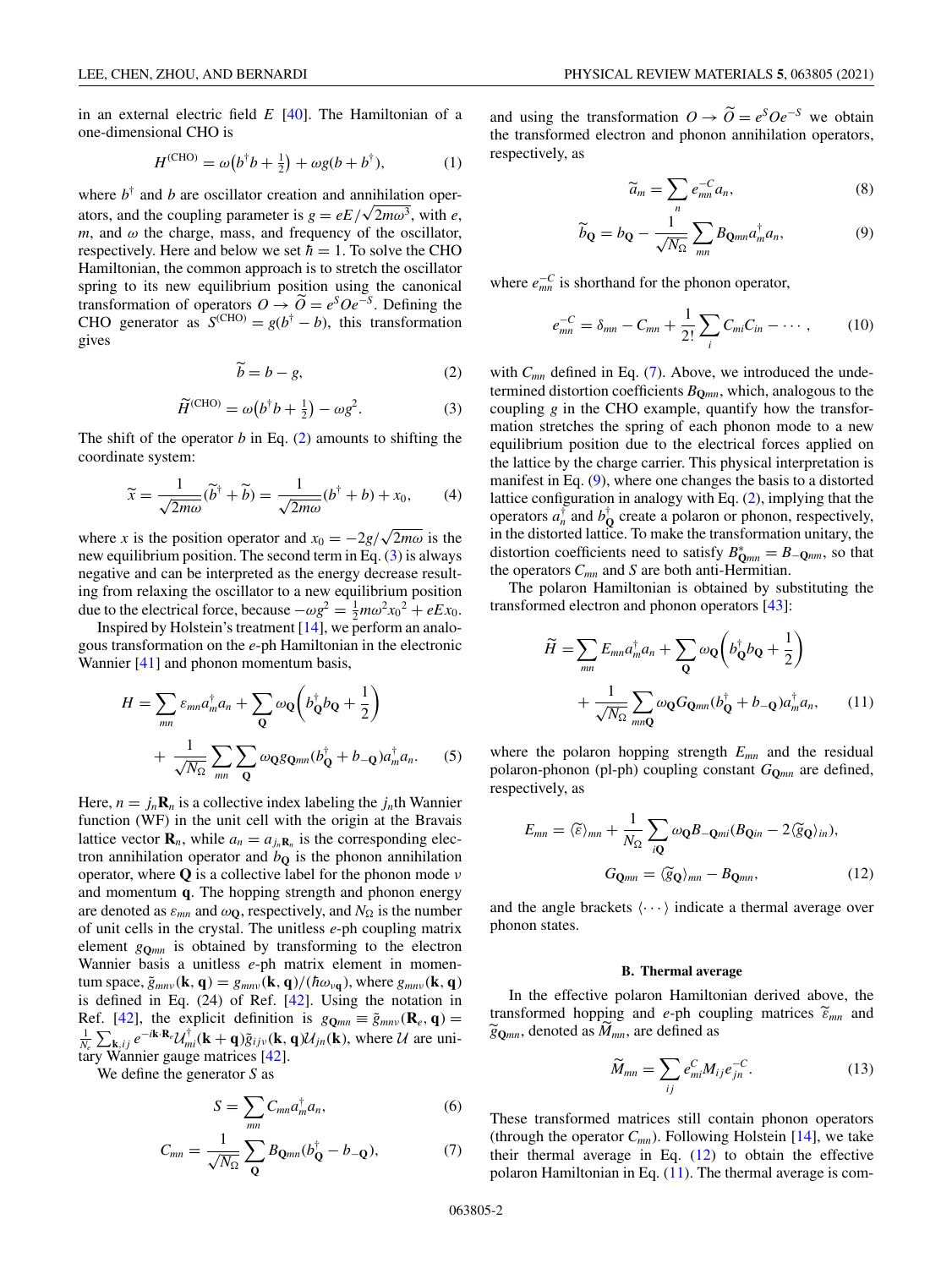in an external electric field $E$ [40]. The Hamiltonian of a one-dimensional CHO is

$$H^{(\mathrm{CHO})} = \omega\left(b^\dagger b + \tfrac{1}{2}\right) + \omega g(b + b^\dagger), \tag{1}$$

where $b^\dagger$ and $b$ are oscillator creation and annihilation operators, and the coupling parameter is $g = eE/\sqrt{2m\omega^3}$, with $e$, $m$, and $\omega$ the charge, mass, and frequency of the oscillator, respectively. Here and below we set $\hbar = 1$. To solve the CHO Hamiltonian, the common approach is to stretch the oscillator spring to its new equilibrium position using the canonical transformation of operators $O \to \widetilde{O} = e^S O e^{-S}$. Defining the CHO generator as $S^{(\mathrm{CHO})} = g(b^\dagger - b)$, this transformation gives

$$\widetilde{b} = b - g, \tag{2}$$

$$\widetilde{H}^{(\mathrm{CHO})} = \omega\left(b^\dagger b + \tfrac{1}{2}\right) - \omega g^2. \tag{3}$$

The shift of the operator $b$ in Eq. (2) amounts to shifting the coordinate system:

$$\widetilde{x} = \frac{1}{\sqrt{2m\omega}}(\widetilde{b}^\dagger + \widetilde{b}) = \frac{1}{\sqrt{2m\omega}}(b^\dagger + b) + x_0, \tag{4}$$

where $x$ is the position operator and $x_0 = -2g/\sqrt{2m\omega}$ is the new equilibrium position. The second term in Eq. (3) is always negative and can be interpreted as the energy decrease resulting from relaxing the oscillator to a new equilibrium position due to the electrical force, because $-\omega g^2 = \frac{1}{2}m\omega^2 {x_0}^2 + eEx_0$.

Inspired by Holstein's treatment [14], we perform an analogous transformation on the $e$-ph Hamiltonian in the electronic Wannier [41] and phonon momentum basis,

$$\begin{aligned} H = &\sum_{mn} \varepsilon_{mn} a_m^\dagger a_n + \sum_{\mathbf{Q}} \omega_{\mathbf{Q}}\left(b_{\mathbf{Q}}^\dagger b_{\mathbf{Q}} + \frac{1}{2}\right) \\ &+ \frac{1}{\sqrt{N_\Omega}} \sum_{mn}\sum_{\mathbf{Q}} \omega_{\mathbf{Q}} g_{\mathbf{Q}mn}(b_{\mathbf{Q}}^\dagger + b_{-\mathbf{Q}}) a_m^\dagger a_n. \end{aligned} \tag{5}$$

Here, $n = j_n\mathbf{R}_n$ is a collective index labeling the $j_n$th Wannier function (WF) in the unit cell with the origin at the Bravais lattice vector $\mathbf{R}_n$, while $a_n = a_{j_n\mathbf{R}_n}$ is the corresponding electron annihilation operator and $b_{\mathbf{Q}}$ is the phonon annihilation operator, where $\mathbf{Q}$ is a collective label for the phonon mode $\nu$ and momentum $\mathbf{q}$. The hopping strength and phonon energy are denoted as $\varepsilon_{mn}$ and $\omega_{\mathbf{Q}}$, respectively, and $N_\Omega$ is the number of unit cells in the crystal. The unitless $e$-ph coupling matrix element $g_{\mathbf{Q}mn}$ is obtained by transforming to the electron Wannier basis a unitless $e$-ph matrix element in momentum space, $\tilde{g}_{mn\nu}(\mathbf{k},\mathbf{q}) = g_{mn\nu}(\mathbf{k},\mathbf{q})/(\hbar\omega_{\nu\mathbf{q}})$, where $g_{mn\nu}(\mathbf{k},\mathbf{q})$ is defined in Eq. (24) of Ref. [42]. Using the notation in Ref. [42], the explicit definition is $g_{\mathbf{Q}mn} \equiv \tilde{g}_{mn\nu}(\mathbf{R}_e,\mathbf{q}) = \frac{1}{N_e}\sum_{\mathbf{k},ij} e^{-i\mathbf{k}\cdot\mathbf{R}_e} \mathcal{U}^\dagger_{mi}(\mathbf{k}+\mathbf{q})\tilde{g}_{ij\nu}(\mathbf{k},\mathbf{q})\mathcal{U}_{jn}(\mathbf{k})$, where $\mathcal{U}$ are unitary Wannier gauge matrices [42].

We define the generator $S$ as

$$S = \sum_{mn} C_{mn} a_m^\dagger a_n, \tag{6}$$

$$C_{mn} = \frac{1}{\sqrt{N_\Omega}} \sum_{\mathbf{Q}} B_{\mathbf{Q}mn}(b_{\mathbf{Q}}^\dagger - b_{-\mathbf{Q}}), \tag{7}$$

and using the transformation $O \to \widetilde{O} = e^S O e^{-S}$ we obtain the transformed electron and phonon annihilation operators, respectively, as

$$\widetilde{a}_m = \sum_n e^{-C}_{mn} a_n, \tag{8}$$

$$\widetilde{b}_{\mathbf{Q}} = b_{\mathbf{Q}} - \frac{1}{\sqrt{N_\Omega}} \sum_{mn} B_{\mathbf{Q}mn} a_m^\dagger a_n, \tag{9}$$

where $e^{-C}_{mn}$ is shorthand for the phonon operator,

$$e^{-C}_{mn} = \delta_{mn} - C_{mn} + \frac{1}{2!}\sum_i C_{mi}C_{in} - \cdots, \tag{10}$$

with $C_{mn}$ defined in Eq. (7). Above, we introduced the undetermined distortion coefficients $B_{\mathbf{Q}mn}$, which, analogous to the coupling $g$ in the CHO example, quantify how the transformation stretches the spring of each phonon mode to a new equilibrium position due to the electrical forces applied on the lattice by the charge carrier. This physical interpretation is manifest in Eq. (9), where one changes the basis to a distorted lattice configuration in analogy with Eq. (2), implying that the operators $a_n^\dagger$ and $b_{\mathbf{Q}}^\dagger$ create a polaron or phonon, respectively, in the distorted lattice. To make the transformation unitary, the distortion coefficients need to satisfy $B^*_{\mathbf{Q}mn} = B_{-\mathbf{Q}nm}$, so that the operators $C_{mn}$ and $S$ are both anti-Hermitian.

The polaron Hamiltonian is obtained by substituting the transformed electron and phonon operators [43]:

$$\begin{aligned} \widetilde{H} = &\sum_{mn} E_{mn} a_m^\dagger a_n + \sum_{\mathbf{Q}} \omega_{\mathbf{Q}}\left(b_{\mathbf{Q}}^\dagger b_{\mathbf{Q}} + \frac{1}{2}\right) \\ &+ \frac{1}{\sqrt{N_\Omega}} \sum_{mn\mathbf{Q}} \omega_{\mathbf{Q}} G_{\mathbf{Q}mn}(b_{\mathbf{Q}}^\dagger + b_{-\mathbf{Q}}) a_m^\dagger a_n, \end{aligned} \tag{11}$$

where the polaron hopping strength $E_{mn}$ and the residual polaron-phonon (pl-ph) coupling constant $G_{\mathbf{Q}mn}$ are defined, respectively, as

$$\begin{aligned} E_{mn} &= \langle\widetilde{\varepsilon}\rangle_{mn} + \frac{1}{N_\Omega}\sum_{i\mathbf{Q}} \omega_{\mathbf{Q}} B_{-\mathbf{Q}mi}(B_{\mathbf{Q}in} - 2\langle\widetilde{g}_{\mathbf{Q}}\rangle_{in}), \\ G_{\mathbf{Q}mn} &= \langle\widetilde{g}_{\mathbf{Q}}\rangle_{mn} - B_{\mathbf{Q}mn}, \end{aligned} \tag{12}$$

and the angle brackets $\langle\cdots\rangle$ indicate a thermal average over phonon states.

### B. Thermal average

In the effective polaron Hamiltonian derived above, the transformed hopping and $e$-ph coupling matrices $\widetilde{\varepsilon}_{mn}$ and $\widetilde{g}_{\mathbf{Q}mn}$, denoted as $\widetilde{M}_{mn}$, are defined as

$$\widetilde{M}_{mn} = \sum_{ij} e^{C}_{mi} M_{ij} e^{-C}_{jn}. \tag{13}$$

These transformed matrices still contain phonon operators (through the operator $C_{mn}$). Following Holstein [14], we take their thermal average in Eq. (12) to obtain the effective polaron Hamiltonian in Eq. (11). The thermal average is com-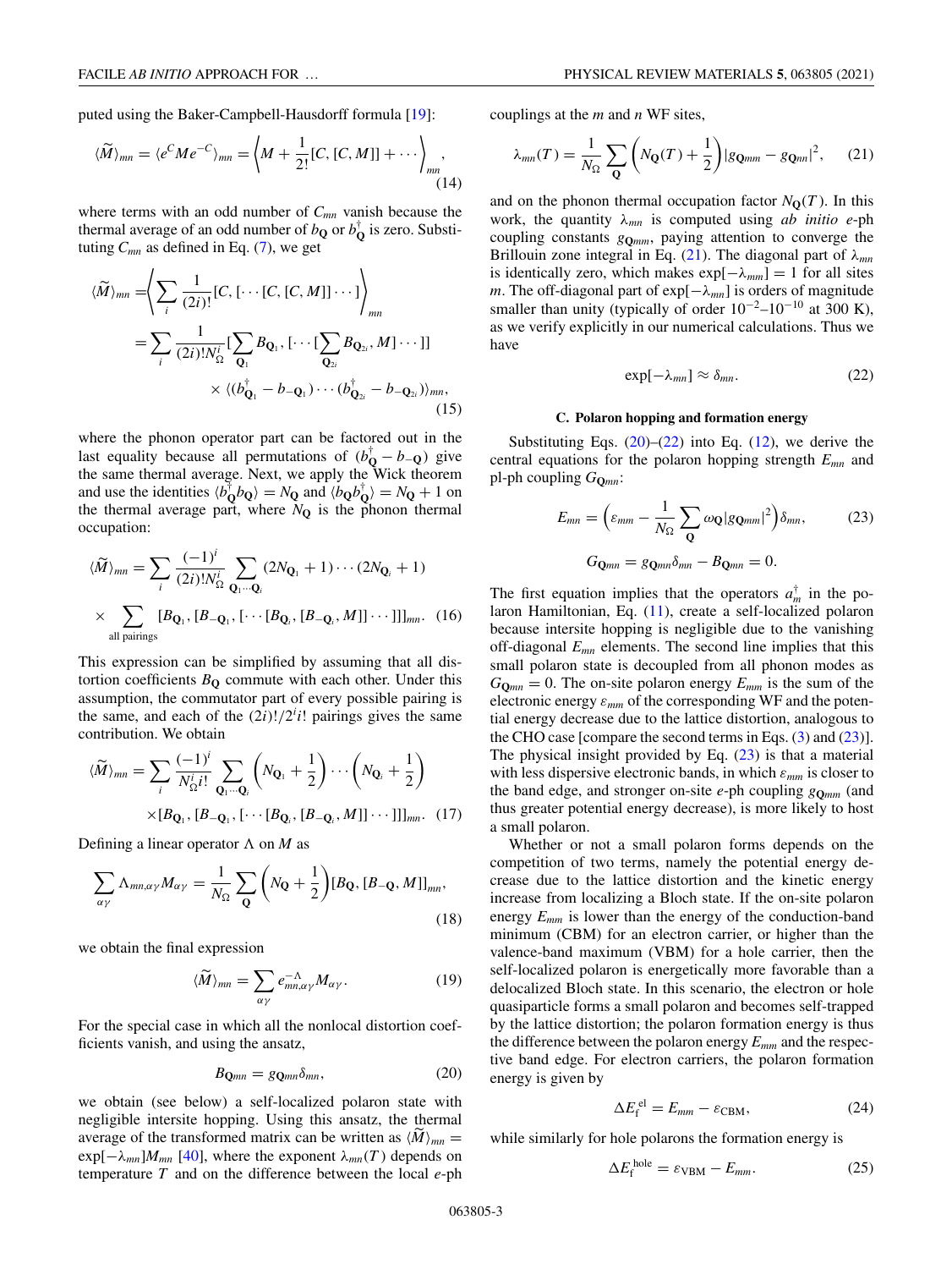puted using the Baker-Campbell-Hausdorff formula [19]:

$$\langle \widetilde{M} \rangle_{mn} = \langle e^{C} M e^{-C} \rangle_{mn} = \left\langle M + \frac{1}{2!}[C, [C, M]] + \cdots \right\rangle_{mn}, \tag{14}$$

where terms with an odd number of $C_{mn}$ vanish because the thermal average of an odd number of $b_{\mathbf{Q}}$ or $b_{\mathbf{Q}}^{\dagger}$ is zero. Substituting $C_{mn}$ as defined in Eq. (7), we get

$$\begin{aligned}\langle \widetilde{M} \rangle_{mn} =& \left\langle \sum_i \frac{1}{(2i)!}[C, [\cdots [C, [C, M]] \cdots]] \right\rangle_{mn} \\ =& \sum_i \frac{1}{(2i)! N_\Omega^i} [\sum_{\mathbf{Q}_1} B_{\mathbf{Q}_1}, [\cdots [\sum_{\mathbf{Q}_{2i}} B_{\mathbf{Q}_{2i}}, M] \cdots]] \\ & \times \langle (b_{\mathbf{Q}_1}^{\dagger} - b_{-\mathbf{Q}_1}) \cdots (b_{\mathbf{Q}_{2i}}^{\dagger} - b_{-\mathbf{Q}_{2i}}) \rangle_{mn},\end{aligned} \tag{15}$$

where the phonon operator part can be factored out in the last equality because all permutations of $(b_{\mathbf{Q}}^{\dagger} - b_{-\mathbf{Q}})$ give the same thermal average. Next, we apply the Wick theorem and use the identities $\langle b_{\mathbf{Q}}^{\dagger} b_{\mathbf{Q}} \rangle = N_{\mathbf{Q}}$ and $\langle b_{\mathbf{Q}} b_{\mathbf{Q}}^{\dagger} \rangle = N_{\mathbf{Q}} + 1$ on the thermal average part, where $N_{\mathbf{Q}}$ is the phonon thermal occupation:

$$\begin{aligned}\langle \widetilde{M} \rangle_{mn} =& \sum_i \frac{(-1)^i}{(2i)! N_\Omega^i} \sum_{\mathbf{Q}_1 \cdots \mathbf{Q}_i} (2N_{\mathbf{Q}_1} + 1) \cdots (2N_{\mathbf{Q}_i} + 1) \\ & \times \sum_{\text{all pairings}} [B_{\mathbf{Q}_1}, [B_{-\mathbf{Q}_1}, [\cdots [B_{\mathbf{Q}_i}, [B_{-\mathbf{Q}_i}, M]] \cdots]]]_{mn}.\end{aligned} \tag{16}$$

This expression can be simplified by assuming that all distortion coefficients $B_{\mathbf{Q}}$ commute with each other. Under this assumption, the commutator part of every possible pairing is the same, and each of the $(2i)!/2^i i!$ pairings gives the same contribution. We obtain

$$\begin{aligned}\langle \widetilde{M} \rangle_{mn} =& \sum_i \frac{(-1)^i}{N_\Omega^i i!} \sum_{\mathbf{Q}_1 \cdots \mathbf{Q}_i} \left( N_{\mathbf{Q}_1} + \frac{1}{2} \right) \cdots \left( N_{\mathbf{Q}_i} + \frac{1}{2} \right) \\ & \times [B_{\mathbf{Q}_1}, [B_{-\mathbf{Q}_1}, [\cdots [B_{\mathbf{Q}_i}, [B_{-\mathbf{Q}_i}, M]] \cdots]]]_{mn}.\end{aligned} \tag{17}$$

Defining a linear operator $\Lambda$ on $M$ as

$$\sum_{\alpha\gamma} \Lambda_{mn,\alpha\gamma} M_{\alpha\gamma} = \frac{1}{N_\Omega} \sum_{\mathbf{Q}} \left( N_{\mathbf{Q}} + \frac{1}{2} \right) [B_{\mathbf{Q}}, [B_{-\mathbf{Q}}, M]]_{mn}, \tag{18}$$

we obtain the final expression

$$\langle \widetilde{M} \rangle_{mn} = \sum_{\alpha\gamma} e^{-\Lambda}_{mn,\alpha\gamma} M_{\alpha\gamma}. \tag{19}$$

For the special case in which all the nonlocal distortion coefficients vanish, and using the ansatz,

$$B_{\mathbf{Q}mn} = g_{\mathbf{Q}mn} \delta_{mn}, \tag{20}$$

we obtain (see below) a self-localized polaron state with negligible intersite hopping. Using this ansatz, the thermal average of the transformed matrix can be written as $\langle \widetilde{M} \rangle_{mn} = \exp[-\lambda_{mn}] M_{mn}$ [40], where the exponent $\lambda_{mn}(T)$ depends on temperature $T$ and on the difference between the local *e*-ph couplings at the $m$ and $n$ WF sites,

$$\lambda_{mn}(T) = \frac{1}{N_\Omega} \sum_{\mathbf{Q}} \left( N_{\mathbf{Q}}(T) + \frac{1}{2} \right) |g_{\mathbf{Q}mm} - g_{\mathbf{Q}nn}|^2, \tag{21}$$

and on the phonon thermal occupation factor $N_{\mathbf{Q}}(T)$. In this work, the quantity $\lambda_{mn}$ is computed using *ab initio* *e*-ph coupling constants $g_{\mathbf{Q}mm}$, paying attention to converge the Brillouin zone integral in Eq. (21). The diagonal part of $\lambda_{mn}$ is identically zero, which makes $\exp[-\lambda_{mm}] = 1$ for all sites $m$. The off-diagonal part of $\exp[-\lambda_{mn}]$ is orders of magnitude smaller than unity (typically of order $10^{-2}$–$10^{-10}$ at 300 K), as we verify explicitly in our numerical calculations. Thus we have

$$\exp[-\lambda_{mn}] \approx \delta_{mn}. \tag{22}$$

### C. Polaron hopping and formation energy

Substituting Eqs. (20)–(22) into Eq. (12), we derive the central equations for the polaron hopping strength $E_{mn}$ and pl-ph coupling $G_{\mathbf{Q}mn}$:

$$\begin{aligned} E_{mn} &= \left( \varepsilon_{mm} - \frac{1}{N_\Omega} \sum_{\mathbf{Q}} \omega_{\mathbf{Q}} |g_{\mathbf{Q}mm}|^2 \right) \delta_{mn}, \\ G_{\mathbf{Q}mn} &= g_{\mathbf{Q}mn} \delta_{mn} - B_{\mathbf{Q}mn} = 0. \end{aligned} \tag{23}$$

The first equation implies that the operators $a_m^{\dagger}$ in the polaron Hamiltonian, Eq. (11), create a self-localized polaron because intersite hopping is negligible due to the vanishing off-diagonal $E_{mn}$ elements. The second line implies that this small polaron state is decoupled from all phonon modes as $G_{\mathbf{Q}mn} = 0$. The on-site polaron energy $E_{mm}$ is the sum of the electronic energy $\varepsilon_{mm}$ of the corresponding WF and the potential energy decrease due to the lattice distortion, analogous to the CHO case [compare the second terms in Eqs. (3) and (23)]. The physical insight provided by Eq. (23) is that a material with less dispersive electronic bands, in which $\varepsilon_{mm}$ is closer to the band edge, and stronger on-site *e*-ph coupling $g_{\mathbf{Q}mm}$ (and thus greater potential energy decrease), is more likely to host a small polaron.

Whether or not a small polaron forms depends on the competition of two terms, namely the potential energy decrease due to the lattice distortion and the kinetic energy increase from localizing a Bloch state. If the on-site polaron energy $E_{mm}$ is lower than the energy of the conduction-band minimum (CBM) for an electron carrier, or higher than the valence-band maximum (VBM) for a hole carrier, then the self-localized polaron is energetically more favorable than a delocalized Bloch state. In this scenario, the electron or hole quasiparticle forms a small polaron and becomes self-trapped by the lattice distortion; the polaron formation energy is thus the difference between the polaron energy $E_{mm}$ and the respective band edge. For electron carriers, the polaron formation energy is given by

$$\Delta E_{\text{f}}^{\text{el}} = E_{mm} - \varepsilon_{\text{CBM}}, \tag{24}$$

while similarly for hole polarons the formation energy is

$$\Delta E_{\text{f}}^{\text{hole}} = \varepsilon_{\text{VBM}} - E_{mm}. \tag{25}$$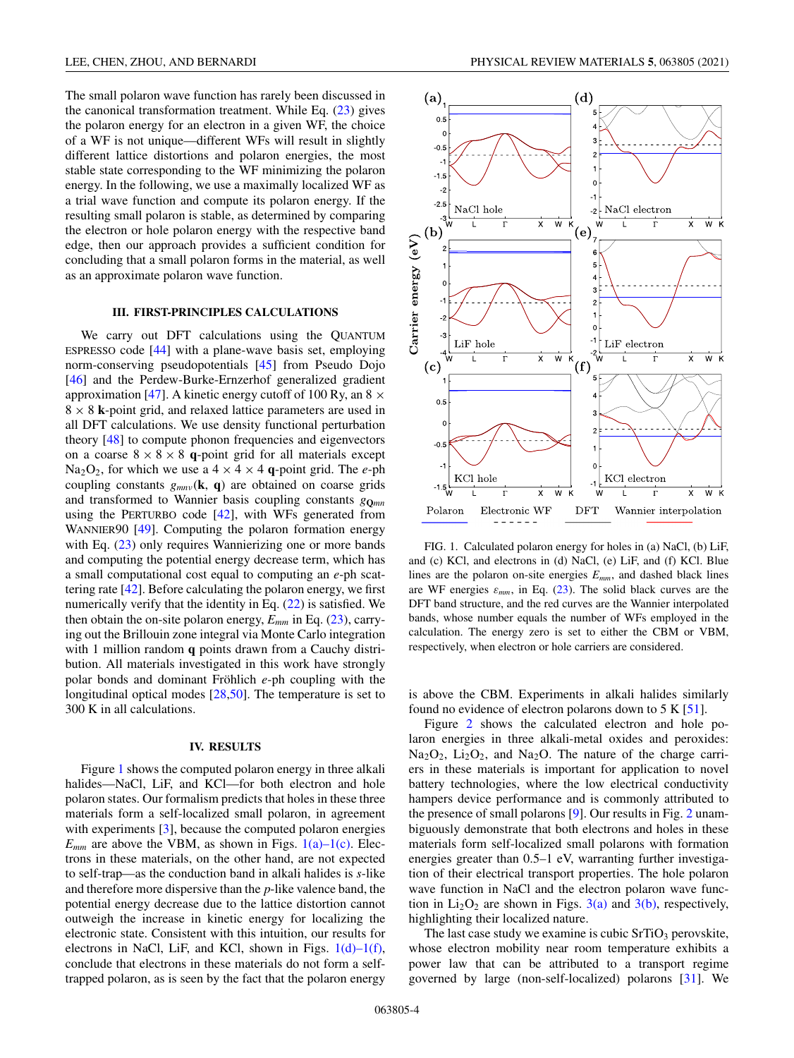The small polaron wave function has rarely been discussed in the canonical transformation treatment. While Eq. (23) gives the polaron energy for an electron in a given WF, the choice of a WF is not unique—different WFs will result in slightly different lattice distortions and polaron energies, the most stable state corresponding to the WF minimizing the polaron energy. In the following, we use a maximally localized WF as a trial wave function and compute its polaron energy. If the resulting small polaron is stable, as determined by comparing the electron or hole polaron energy with the respective band edge, then our approach provides a sufficient condition for concluding that a small polaron forms in the material, as well as an approximate polaron wave function.

## III. FIRST-PRINCIPLES CALCULATIONS

We carry out DFT calculations using the QUANTUM ESPRESSO code [44] with a plane-wave basis set, employing norm-conserving pseudopotentials [45] from Pseudo Dojo [46] and the Perdew-Burke-Ernzerhof generalized gradient approximation [47]. A kinetic energy cutoff of 100 Ry, an $8 \times 8 \times 8$ **k**-point grid, and relaxed lattice parameters are used in all DFT calculations. We use density functional perturbation theory [48] to compute phonon frequencies and eigenvectors on a coarse $8 \times 8 \times 8$ **q**-point grid for all materials except $Na_2O_2$, for which we use a $4 \times 4 \times 4$ **q**-point grid. The *e*-ph coupling constants $g_{mn\nu}(\mathbf{k}, \mathbf{q})$ are obtained on coarse grids and transformed to Wannier basis coupling constants $g_{\mathbf{Q}mn}$ using the PERTURBO code [42], with WFs generated from WANNIER90 [49]. Computing the polaron formation energy with Eq. (23) only requires Wannierizing one or more bands and computing the potential energy decrease term, which has a small computational cost equal to computing an *e*-ph scattering rate [42]. Before calculating the polaron energy, we first numerically verify that the identity in Eq. (22) is satisfied. We then obtain the on-site polaron energy, $E_{mm}$ in Eq. (23), carrying out the Brillouin zone integral via Monte Carlo integration with 1 million random **q** points drawn from a Cauchy distribution. All materials investigated in this work have strongly polar bonds and dominant Fröhlich *e*-ph coupling with the longitudinal optical modes [28,50]. The temperature is set to 300 K in all calculations.

## IV. RESULTS

Figure 1 shows the computed polaron energy in three alkali halides—NaCl, LiF, and KCl—for both electron and hole polaron states. Our formalism predicts that holes in these three materials form a self-localized small polaron, in agreement with experiments [3], because the computed polaron energies $E_{mm}$ are above the VBM, as shown in Figs. 1(a)–1(c). Electrons in these materials, on the other hand, are not expected to self-trap—as the conduction band in alkali halides is *s*-like and therefore more dispersive than the *p*-like valence band, the potential energy decrease due to the lattice distortion cannot outweigh the increase in kinetic energy for localizing the electronic state. Consistent with this intuition, our results for electrons in NaCl, LiF, and KCl, shown in Figs. 1(d)–1(f), conclude that electrons in these materials do not form a self-trapped polaron, as is seen by the fact that the polaron energy is above the CBM. Experiments in alkali halides similarly found no evidence of electron polarons down to 5 K [51].

FIG. 1. Calculated polaron energy for holes in (a) NaCl, (b) LiF, and (c) KCl, and electrons in (d) NaCl, (e) LiF, and (f) KCl. Blue lines are the polaron on-site energies $E_{mm}$, and dashed black lines are WF energies $\varepsilon_{mm}$, in Eq. (23). The solid black curves are the DFT band structure, and the red curves are the Wannier interpolated bands, whose number equals the number of WFs employed in the calculation. The energy zero is set to either the CBM or VBM, respectively, when electron or hole carriers are considered.

Figure 2 shows the calculated electron and hole polaron energies in three alkali-metal oxides and peroxides: $Na_2O_2$, $Li_2O_2$, and $Na_2O$. The nature of the charge carriers in these materials is important for application to novel battery technologies, where the low electrical conductivity hampers device performance and is commonly attributed to the presence of small polarons [9]. Our results in Fig. 2 unambiguously demonstrate that both electrons and holes in these materials form self-localized small polarons with formation energies greater than 0.5–1 eV, warranting further investigation of their electrical transport properties. The hole polaron wave function in NaCl and the electron polaron wave function in $Li_2O_2$ are shown in Figs. 3(a) and 3(b), respectively, highlighting their localized nature.

The last case study we examine is cubic $SrTiO_3$ perovskite, whose electron mobility near room temperature exhibits a power law that can be attributed to a transport regime governed by large (non-self-localized) polarons [31]. We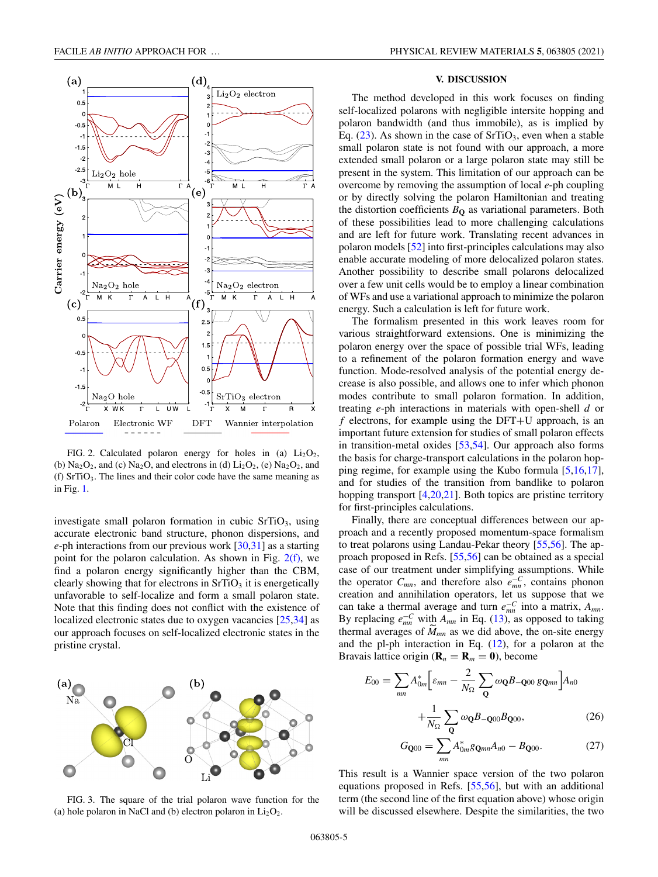FIG. 2. Calculated polaron energy for holes in (a) $Li_2O_2$, (b) $Na_2O_2$, and (c) $Na_2O$, and electrons in (d) $Li_2O_2$, (e) $Na_2O_2$, and (f) $SrTiO_3$. The lines and their color code have the same meaning as in Fig. 1.

investigate small polaron formation in cubic $SrTiO_3$, using accurate electronic band structure, phonon dispersions, and $e$-ph interactions from our previous work [30,31] as a starting point for the polaron calculation. As shown in Fig. 2(f), we find a polaron energy significantly higher than the CBM, clearly showing that for electrons in $SrTiO_3$ it is energetically unfavorable to self-localize and form a small polaron state. Note that this finding does not conflict with the existence of localized electronic states due to oxygen vacancies [25,34] as our approach focuses on self-localized electronic states in the pristine crystal.

FIG. 3. The square of the trial polaron wave function for the (a) hole polaron in NaCl and (b) electron polaron in $Li_2O_2$.

## V. DISCUSSION

The method developed in this work focuses on finding self-localized polarons with negligible intersite hopping and polaron bandwidth (and thus immobile), as is implied by Eq. (23). As shown in the case of $SrTiO_3$, even when a stable small polaron state is not found with our approach, a more extended small polaron or a large polaron state may still be present in the system. This limitation of our approach can be overcome by removing the assumption of local $e$-ph coupling or by directly solving the polaron Hamiltonian and treating the distortion coefficients $B_{\mathbf{Q}}$ as variational parameters. Both of these possibilities lead to more challenging calculations and are left for future work. Translating recent advances in polaron models [52] into first-principles calculations may also enable accurate modeling of more delocalized polaron states. Another possibility to describe small polarons delocalized over a few unit cells would be to employ a linear combination of WFs and use a variational approach to minimize the polaron energy. Such a calculation is left for future work.

The formalism presented in this work leaves room for various straightforward extensions. One is minimizing the polaron energy over the space of possible trial WFs, leading to a refinement of the polaron formation energy and wave function. Mode-resolved analysis of the potential energy decrease is also possible, and allows one to infer which phonon modes contribute to small polaron formation. In addition, treating $e$-ph interactions in materials with open-shell $d$ or $f$ electrons, for example using the DFT+U approach, is an important future extension for studies of small polaron effects in transition-metal oxides [53,54]. Our approach also forms the basis for charge-transport calculations in the polaron hopping regime, for example using the Kubo formula [5,16,17], and for studies of the transition from bandlike to polaron hopping transport [4,20,21]. Both topics are pristine territory for first-principles calculations.

Finally, there are conceptual differences between our approach and a recently proposed momentum-space formalism to treat polarons using Landau-Pekar theory [55,56]. The approach proposed in Refs. [55,56] can be obtained as a special case of our treatment under simplifying assumptions. While the operator $C_{mn}$, and therefore also $e^{-C}_{mn}$, contains phonon creation and annihilation operators, let us suppose that we can take a thermal average and turn $e^{-C}_{mn}$ into a matrix, $A_{mn}$. By replacing $e^{-C}_{mn}$ with $A_{mn}$ in Eq. (13), as opposed to taking thermal averages of $\widetilde{M}_{mn}$ as we did above, the on-site energy and the pl-ph interaction in Eq. (12), for a polaron at the Bravais lattice origin ($\mathbf{R}_n = \mathbf{R}_m = \mathbf{0}$), become

$$E_{00} = \sum_{mn} A^*_{0m}\Big[\varepsilon_{mn} - \frac{2}{N_\Omega}\sum_{\mathbf{Q}} \omega_{\mathbf{Q}} B_{-\mathbf{Q}00}\, g_{\mathbf{Q}mn}\Big] A_{n0}$$
$$+ \frac{1}{N_\Omega}\sum_{\mathbf{Q}} \omega_{\mathbf{Q}} B_{-\mathbf{Q}00} B_{\mathbf{Q}00}, \tag{26}$$

$$G_{\mathbf{Q}00} = \sum_{mn} A^*_{0m} g_{\mathbf{Q}mn} A_{n0} - B_{\mathbf{Q}00}. \tag{27}$$

This result is a Wannier space version of the two polaron equations proposed in Refs. [55,56], but with an additional term (the second line of the first equation above) whose origin will be discussed elsewhere. Despite the similarities, the two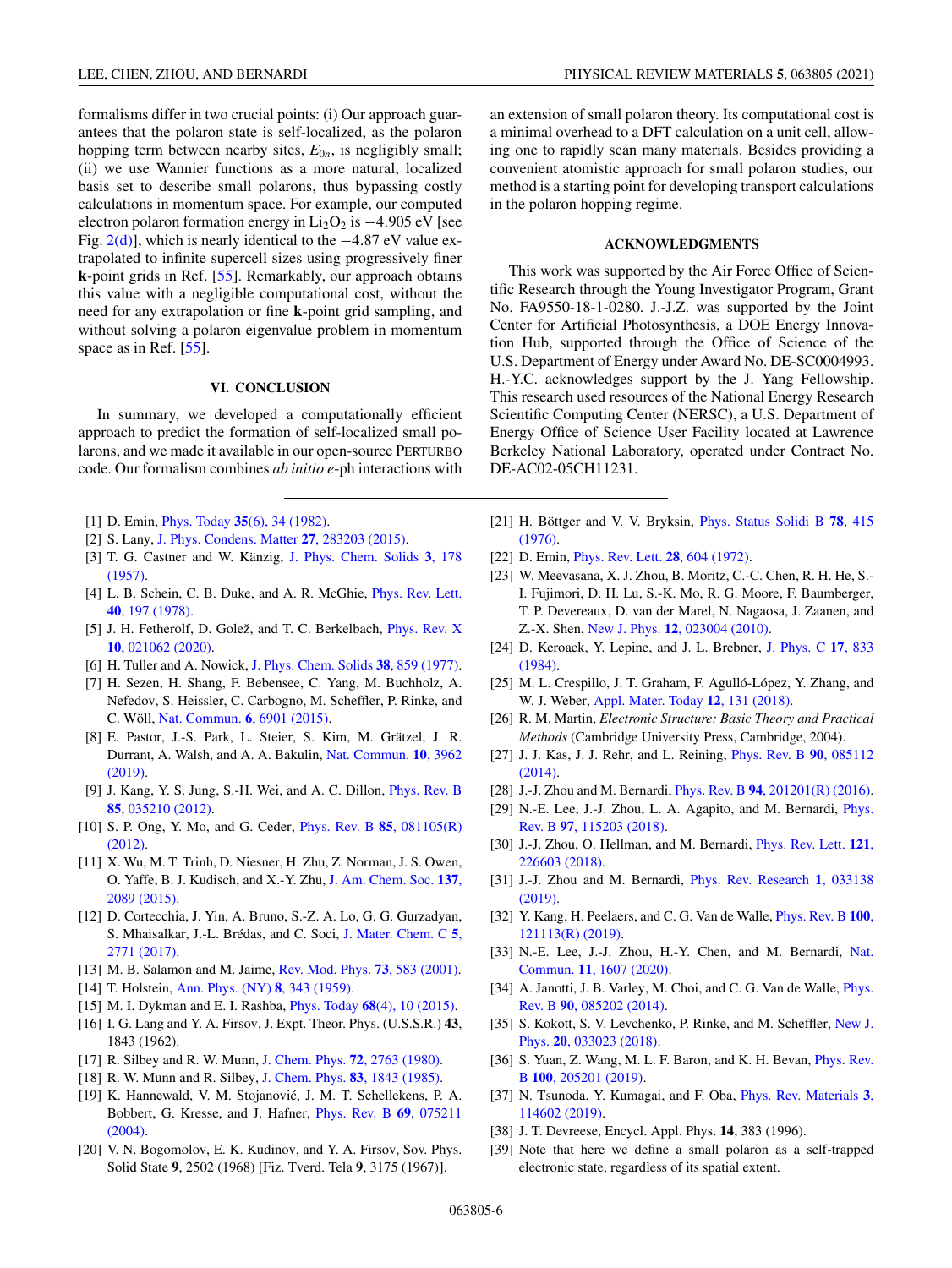formalisms differ in two crucial points: (i) Our approach guarantees that the polaron state is self-localized, as the polaron hopping term between nearby sites, $E_{0n}$, is negligibly small; (ii) we use Wannier functions as a more natural, localized basis set to describe small polarons, thus bypassing costly calculations in momentum space. For example, our computed electron polaron formation energy in $Li_2O_2$ is −4.905 eV [see Fig. 2(d)], which is nearly identical to the −4.87 eV value extrapolated to infinite supercell sizes using progressively finer **k**-point grids in Ref. [55]. Remarkably, our approach obtains this value with a negligible computational cost, without the need for any extrapolation or fine **k**-point grid sampling, and without solving a polaron eigenvalue problem in momentum space as in Ref. [55].

## VI. CONCLUSION

In summary, we developed a computationally efficient approach to predict the formation of self-localized small polarons, and we made it available in our open-source PERTURBO code. Our formalism combines *ab initio* *e*-ph interactions with an extension of small polaron theory. Its computational cost is a minimal overhead to a DFT calculation on a unit cell, allowing one to rapidly scan many materials. Besides providing a convenient atomistic approach for small polaron studies, our method is a starting point for developing transport calculations in the polaron hopping regime.

## ACKNOWLEDGMENTS

This work was supported by the Air Force Office of Scientific Research through the Young Investigator Program, Grant No. FA9550-18-1-0280. J.-J.Z. was supported by the Joint Center for Artificial Photosynthesis, a DOE Energy Innovation Hub, supported through the Office of Science of the U.S. Department of Energy under Award No. DE-SC0004993. H.-Y.C. acknowledges support by the J. Yang Fellowship. This research used resources of the National Energy Research Scientific Computing Center (NERSC), a U.S. Department of Energy Office of Science User Facility located at Lawrence Berkeley National Laboratory, operated under Contract No. DE-AC02-05CH11231.

---

[1] D. Emin, Phys. Today **35**(6), 34 (1982).
[2] S. Lany, J. Phys. Condens. Matter **27**, 283203 (2015).
[3] T. G. Castner and W. Känzig, J. Phys. Chem. Solids **3**, 178 (1957).
[4] L. B. Schein, C. B. Duke, and A. R. McGhie, Phys. Rev. Lett. **40**, 197 (1978).
[5] J. H. Fetherolf, D. Golež, and T. C. Berkelbach, Phys. Rev. X **10**, 021062 (2020).
[6] H. Tuller and A. Nowick, J. Phys. Chem. Solids **38**, 859 (1977).
[7] H. Sezen, H. Shang, F. Bebensee, C. Yang, M. Buchholz, A. Nefedov, S. Heissler, C. Carbogno, M. Scheffler, P. Rinke, and C. Wöll, Nat. Commun. **6**, 6901 (2015).
[8] E. Pastor, J.-S. Park, L. Steier, S. Kim, M. Grätzel, J. R. Durrant, A. Walsh, and A. A. Bakulin, Nat. Commun. **10**, 3962 (2019).
[9] J. Kang, Y. S. Jung, S.-H. Wei, and A. C. Dillon, Phys. Rev. B **85**, 035210 (2012).
[10] S. P. Ong, Y. Mo, and G. Ceder, Phys. Rev. B **85**, 081105(R) (2012).
[11] X. Wu, M. T. Trinh, D. Niesner, H. Zhu, Z. Norman, J. S. Owen, O. Yaffe, B. J. Kudisch, and X.-Y. Zhu, J. Am. Chem. Soc. **137**, 2089 (2015).
[12] D. Cortecchia, J. Yin, A. Bruno, S.-Z. A. Lo, G. G. Gurzadyan, S. Mhaisalkar, J.-L. Brédas, and C. Soci, J. Mater. Chem. C **5**, 2771 (2017).
[13] M. B. Salamon and M. Jaime, Rev. Mod. Phys. **73**, 583 (2001).
[14] T. Holstein, Ann. Phys. (NY) **8**, 343 (1959).
[15] M. I. Dykman and E. I. Rashba, Phys. Today **68**(4), 10 (2015).
[16] I. G. Lang and Y. A. Firsov, J. Expt. Theor. Phys. (U.S.S.R.) **43**, 1843 (1962).
[17] R. Silbey and R. W. Munn, J. Chem. Phys. **72**, 2763 (1980).
[18] R. W. Munn and R. Silbey, J. Chem. Phys. **83**, 1843 (1985).
[19] K. Hannewald, V. M. Stojanović, J. M. T. Schellekens, P. A. Bobbert, G. Kresse, and J. Hafner, Phys. Rev. B **69**, 075211 (2004).
[20] V. N. Bogomolov, E. K. Kudinov, and Y. A. Firsov, Sov. Phys. Solid State **9**, 2502 (1968) [Fiz. Tverd. Tela **9**, 3175 (1967)].
[21] H. Böttger and V. V. Bryksin, Phys. Status Solidi B **78**, 415 (1976).
[22] D. Emin, Phys. Rev. Lett. **28**, 604 (1972).
[23] W. Meevasana, X. J. Zhou, B. Moritz, C.-C. Chen, R. H. He, S.-I. Fujimori, D. H. Lu, S.-K. Mo, R. G. Moore, F. Baumberger, T. P. Devereaux, D. van der Marel, N. Nagaosa, J. Zaanen, and Z.-X. Shen, New J. Phys. **12**, 023004 (2010).
[24] D. Keroack, Y. Lepine, and J. L. Brebner, J. Phys. C **17**, 833 (1984).
[25] M. L. Crespillo, J. T. Graham, F. Agulló-López, Y. Zhang, and W. J. Weber, Appl. Mater. Today **12**, 131 (2018).
[26] R. M. Martin, *Electronic Structure: Basic Theory and Practical Methods* (Cambridge University Press, Cambridge, 2004).
[27] J. J. Kas, J. J. Rehr, and L. Reining, Phys. Rev. B **90**, 085112 (2014).
[28] J.-J. Zhou and M. Bernardi, Phys. Rev. B **94**, 201201(R) (2016).
[29] N.-E. Lee, J.-J. Zhou, L. A. Agapito, and M. Bernardi, Phys. Rev. B **97**, 115203 (2018).
[30] J.-J. Zhou, O. Hellman, and M. Bernardi, Phys. Rev. Lett. **121**, 226603 (2018).
[31] J.-J. Zhou and M. Bernardi, Phys. Rev. Research **1**, 033138 (2019).
[32] Y. Kang, H. Peelaers, and C. G. Van de Walle, Phys. Rev. B **100**, 121113(R) (2019).
[33] N.-E. Lee, J.-J. Zhou, H.-Y. Chen, and M. Bernardi, Nat. Commun. **11**, 1607 (2020).
[34] A. Janotti, J. B. Varley, M. Choi, and C. G. Van de Walle, Phys. Rev. B **90**, 085202 (2014).
[35] S. Kokott, S. V. Levchenko, P. Rinke, and M. Scheffler, New J. Phys. **20**, 033023 (2018).
[36] S. Yuan, Z. Wang, M. L. F. Baron, and K. H. Bevan, Phys. Rev. B **100**, 205201 (2019).
[37] N. Tsunoda, Y. Kumagai, and F. Oba, Phys. Rev. Materials **3**, 114602 (2019).
[38] J. T. Devreese, Encycl. Appl. Phys. **14**, 383 (1996).
[39] Note that here we define a small polaron as a self-trapped electronic state, regardless of its spatial extent.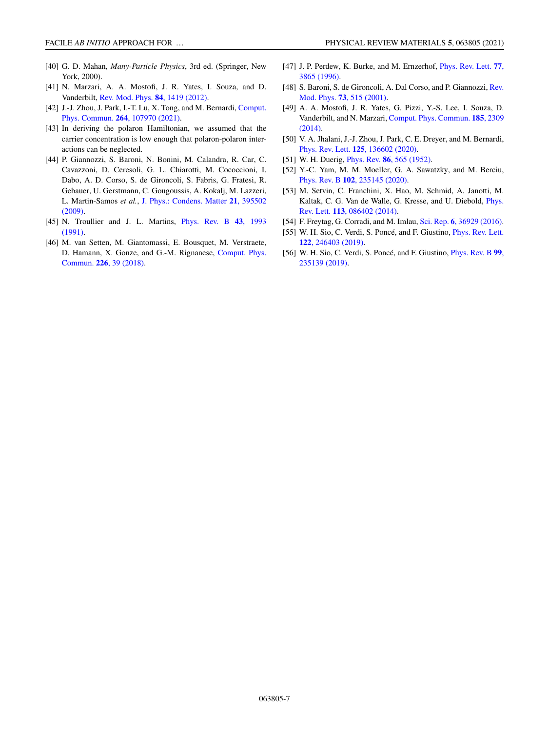[40] G. D. Mahan, *Many-Particle Physics*, 3rd ed. (Springer, New York, 2000).

[41] N. Marzari, A. A. Mostofi, J. R. Yates, I. Souza, and D. Vanderbilt, Rev. Mod. Phys. **84**, 1419 (2012).

[42] J.-J. Zhou, J. Park, I.-T. Lu, X. Tong, and M. Bernardi, Comput. Phys. Commun. **264**, 107970 (2021).

[43] In deriving the polaron Hamiltonian, we assumed that the carrier concentration is low enough that polaron-polaron interactions can be neglected.

[44] P. Giannozzi, S. Baroni, N. Bonini, M. Calandra, R. Car, C. Cavazzoni, D. Ceresoli, G. L. Chiarotti, M. Cococcioni, I. Dabo, A. D. Corso, S. de Gironcoli, S. Fabris, G. Fratesi, R. Gebauer, U. Gerstmann, C. Gougoussis, A. Kokalj, M. Lazzeri, L. Martin-Samos *et al.*, J. Phys.: Condens. Matter **21**, 395502 (2009).

[45] N. Troullier and J. L. Martins, Phys. Rev. B **43**, 1993 (1991).

[46] M. van Setten, M. Giantomassi, E. Bousquet, M. Verstraete, D. Hamann, X. Gonze, and G.-M. Rignanese, Comput. Phys. Commun. **226**, 39 (2018).

[47] J. P. Perdew, K. Burke, and M. Ernzerhof, Phys. Rev. Lett. **77**, 3865 (1996).

[48] S. Baroni, S. de Gironcoli, A. Dal Corso, and P. Giannozzi, Rev. Mod. Phys. **73**, 515 (2001).

[49] A. A. Mostofi, J. R. Yates, G. Pizzi, Y.-S. Lee, I. Souza, D. Vanderbilt, and N. Marzari, Comput. Phys. Commun. **185**, 2309 (2014).

[50] V. A. Jhalani, J.-J. Zhou, J. Park, C. E. Dreyer, and M. Bernardi, Phys. Rev. Lett. **125**, 136602 (2020).

[51] W. H. Duerig, Phys. Rev. **86**, 565 (1952).

[52] Y.-C. Yam, M. M. Moeller, G. A. Sawatzky, and M. Berciu, Phys. Rev. B **102**, 235145 (2020).

[53] M. Setvin, C. Franchini, X. Hao, M. Schmid, A. Janotti, M. Kaltak, C. G. Van de Walle, G. Kresse, and U. Diebold, Phys. Rev. Lett. **113**, 086402 (2014).

[54] F. Freytag, G. Corradi, and M. Imlau, Sci. Rep. **6**, 36929 (2016).

[55] W. H. Sio, C. Verdi, S. Poncé, and F. Giustino, Phys. Rev. Lett. **122**, 246403 (2019).

[56] W. H. Sio, C. Verdi, S. Poncé, and F. Giustino, Phys. Rev. B **99**, 235139 (2019).